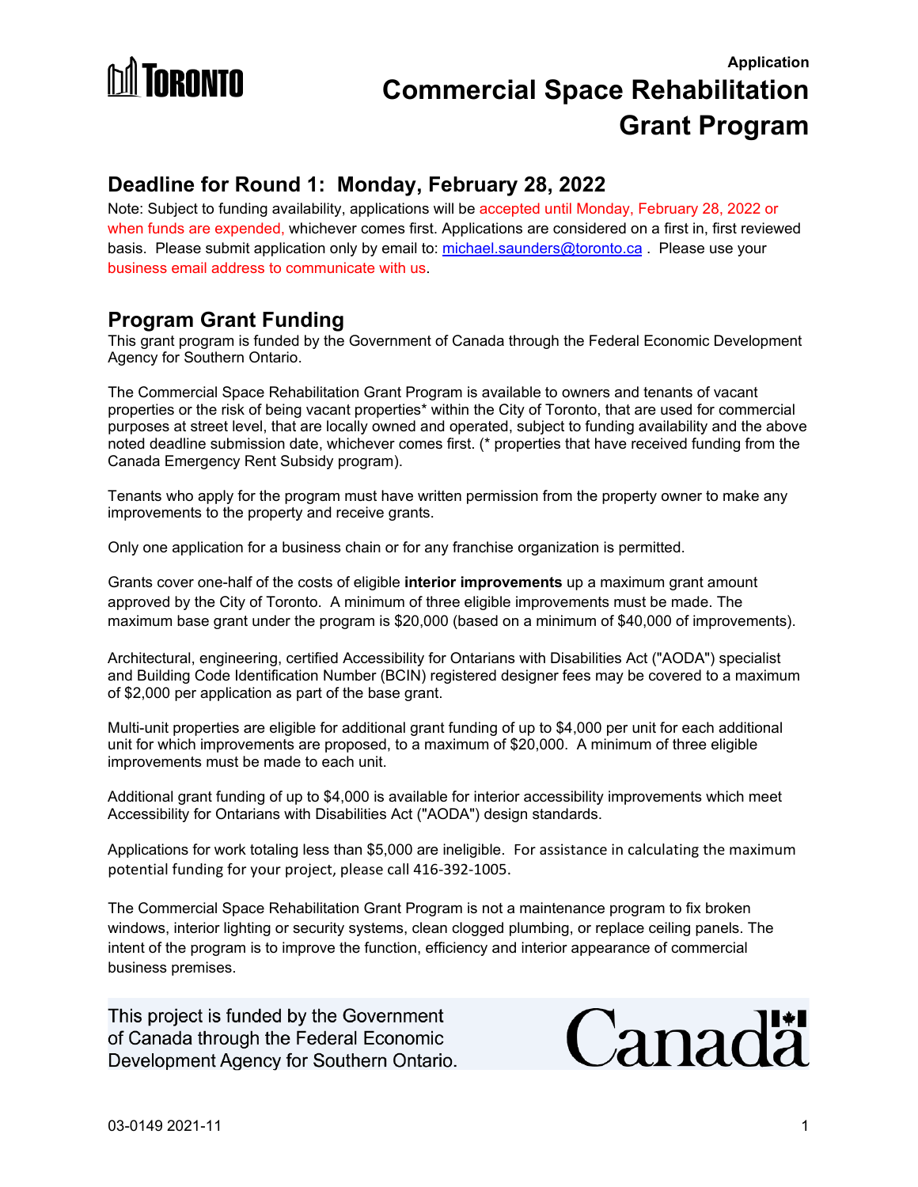Application

# Commercial Space Rehabilitation Grant Program

## Deadline for Round 1: Monday, February 28, 2022

Note: Subject to funding availability, applications will be accepted until Monday, February 28, 2022 or when funds are expended, whichever comes first. Applications are considered on a first in, first reviewed basis. Please submit application only by email to: michael.saunders@toronto.ca . Please use your business email address to communicate with us.

## Program Grant Funding

This grant program is funded by the Government of Canada through the Federal Economic Development Agency for Southern Ontario.

The Commercial Space Rehabilitation Grant Program is available to owners and tenants of vacant properties or the risk of being vacant properties* within the City of Toronto, that are used for commercial purposes at street level, that are locally owned and operated, subject to funding availability and the above noted deadline submission date, whichever comes first. (* properties that have received funding from the Canada Emergency Rent Subsidy program).

Tenants who apply for the program must have written permission from the property owner to make any improvements to the property and receive grants.

Only one application for a business chain or for any franchise organization is permitted.

Grants cover one-half of the costs of eligible **interior improvements** up a maximum grant amount approved by the City of Toronto. A minimum of three eligible improvements must be made. The maximum base grant under the program is $20,000 (based on a minimum of $40,000 of improvements).

Architectural, engineering, certified Accessibility for Ontarians with Disabilities Act ("AODA") specialist and Building Code Identification Number (BCIN) registered designer fees may be covered to a maximum of $2,000 per application as part of the base grant.

Multi-unit properties are eligible for additional grant funding of up to $4,000 per unit for each additional unit for which improvements are proposed, to a maximum of $20,000. A minimum of three eligible improvements must be made to each unit.

Additional grant funding of up to $4,000 is available for interior accessibility improvements which meet Accessibility for Ontarians with Disabilities Act ("AODA") design standards.

Applications for work totaling less than $5,000 are ineligible. For assistance in calculating the maximum potential funding for your project, please call 416-392-1005.

The Commercial Space Rehabilitation Grant Program is not a maintenance program to fix broken windows, interior lighting or security systems, clean clogged plumbing, or replace ceiling panels. The intent of the program is to improve the function, efficiency and interior appearance of commercial business premises.

This project is funded by the Government of Canada through the Federal Economic Development Agency for Southern Ontario.

Canada

03-0149 2021-11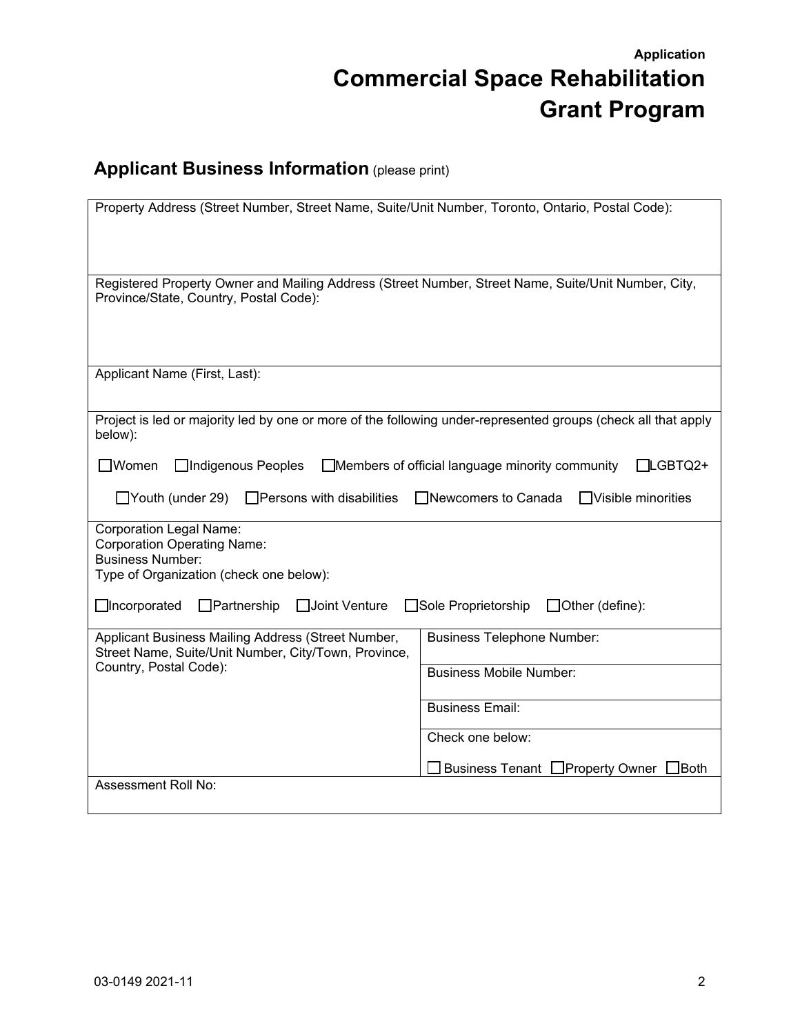Application

# Commercial Space Rehabilitation Grant Program

## Applicant Business Information (please print)

| | |
|---|---|
| Property Address (Street Number, Street Name, Suite/Unit Number, Toronto, Ontario, Postal Code): | |
| Registered Property Owner and Mailing Address (Street Number, Street Name, Suite/Unit Number, City, Province/State, Country, Postal Code): | |
| Applicant Name (First, Last): | |
| Project is led or majority led by one or more of the following under-represented groups (check all that apply below):<br><br>☐ Women ☐ Indigenous Peoples ☐ Members of official language minority community ☐ LGBTQ2+<br><br>☐ Youth (under 29) ☐ Persons with disabilities ☐ Newcomers to Canada ☐ Visible minorities | |
| Corporation Legal Name:<br>Corporation Operating Name:<br>Business Number:<br>Type of Organization (check one below):<br><br>☐ Incorporated ☐ Partnership ☐ Joint Venture ☐ Sole Proprietorship ☐ Other (define): | |
| Applicant Business Mailing Address (Street Number, Street Name, Suite/Unit Number, City/Town, Province, Country, Postal Code): | Business Telephone Number: |
| | Business Mobile Number: |
| | Business Email: |
| | Check one below:<br><br>☐ Business Tenant ☐ Property Owner ☐ Both |
| Assessment Roll No: | |

03-0149 2021-11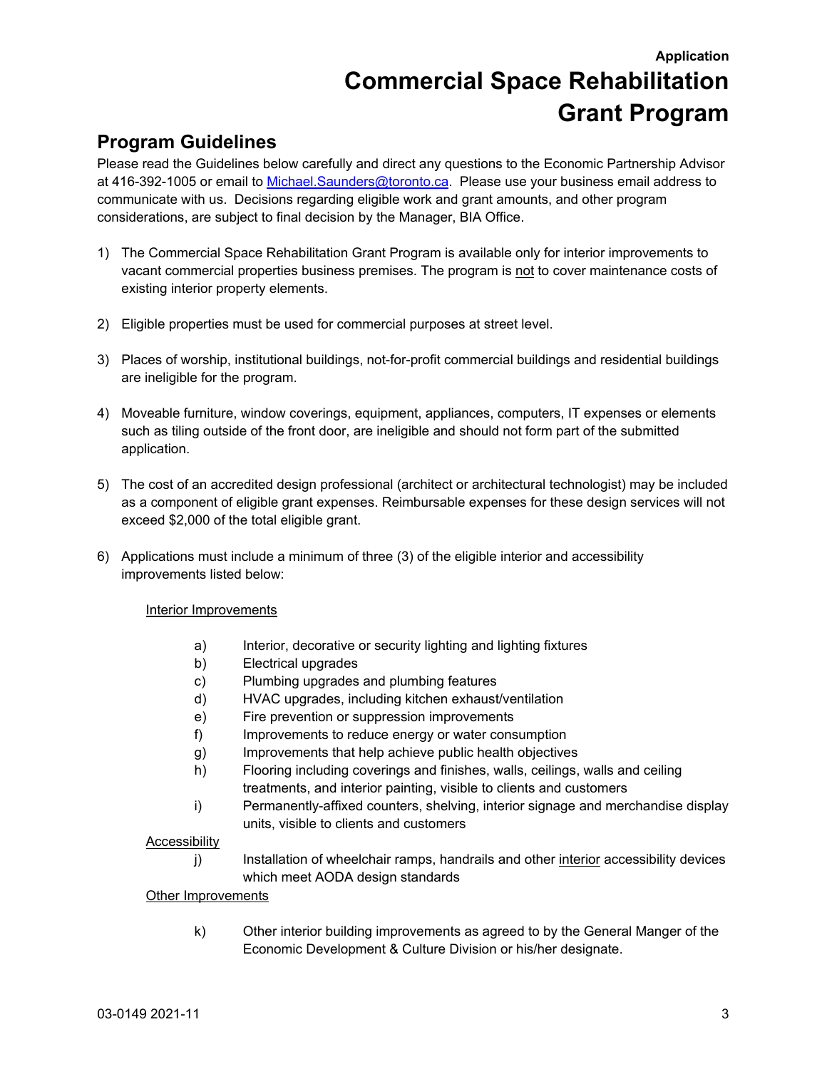**Application**

# Commercial Space Rehabilitation Grant Program

## Program Guidelines

Please read the Guidelines below carefully and direct any questions to the Economic Partnership Advisor at 416-392-1005 or email to Michael.Saunders@toronto.ca. Please use your business email address to communicate with us. Decisions regarding eligible work and grant amounts, and other program considerations, are subject to final decision by the Manager, BIA Office.

1) The Commercial Space Rehabilitation Grant Program is available only for interior improvements to vacant commercial properties business premises. The program is not to cover maintenance costs of existing interior property elements.

2) Eligible properties must be used for commercial purposes at street level.

3) Places of worship, institutional buildings, not-for-profit commercial buildings and residential buildings are ineligible for the program.

4) Moveable furniture, window coverings, equipment, appliances, computers, IT expenses or elements such as tiling outside of the front door, are ineligible and should not form part of the submitted application.

5) The cost of an accredited design professional (architect or architectural technologist) may be included as a component of eligible grant expenses. Reimbursable expenses for these design services will not exceed $2,000 of the total eligible grant.

6) Applications must include a minimum of three (3) of the eligible interior and accessibility improvements listed below:

   Interior Improvements

   a) Interior, decorative or security lighting and lighting fixtures
   b) Electrical upgrades
   c) Plumbing upgrades and plumbing features
   d) HVAC upgrades, including kitchen exhaust/ventilation
   e) Fire prevention or suppression improvements
   f) Improvements to reduce energy or water consumption
   g) Improvements that help achieve public health objectives
   h) Flooring including coverings and finishes, walls, ceilings, walls and ceiling treatments, and interior painting, visible to clients and customers
   i) Permanently-affixed counters, shelving, interior signage and merchandise display units, visible to clients and customers

   Accessibility

   j) Installation of wheelchair ramps, handrails and other interior accessibility devices which meet AODA design standards

   Other Improvements

   k) Other interior building improvements as agreed to by the General Manger of the Economic Development & Culture Division or his/her designate.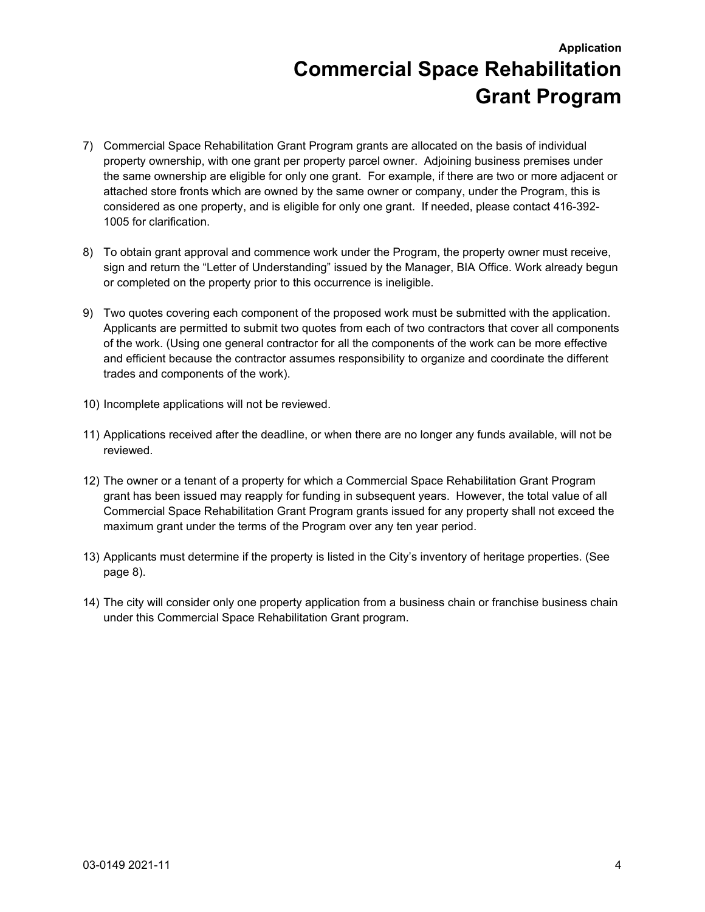7) Commercial Space Rehabilitation Grant Program grants are allocated on the basis of individual property ownership, with one grant per property parcel owner. Adjoining business premises under the same ownership are eligible for only one grant. For example, if there are two or more adjacent or attached store fronts which are owned by the same owner or company, under the Program, this is considered as one property, and is eligible for only one grant. If needed, please contact 416-392-1005 for clarification.

8) To obtain grant approval and commence work under the Program, the property owner must receive, sign and return the "Letter of Understanding" issued by the Manager, BIA Office. Work already begun or completed on the property prior to this occurrence is ineligible.

9) Two quotes covering each component of the proposed work must be submitted with the application. Applicants are permitted to submit two quotes from each of two contractors that cover all components of the work. (Using one general contractor for all the components of the work can be more effective and efficient because the contractor assumes responsibility to organize and coordinate the different trades and components of the work).

10) Incomplete applications will not be reviewed.

11) Applications received after the deadline, or when there are no longer any funds available, will not be reviewed.

12) The owner or a tenant of a property for which a Commercial Space Rehabilitation Grant Program grant has been issued may reapply for funding in subsequent years. However, the total value of all Commercial Space Rehabilitation Grant Program grants issued for any property shall not exceed the maximum grant under the terms of the Program over any ten year period.

13) Applicants must determine if the property is listed in the City's inventory of heritage properties. (See page 8).

14) The city will consider only one property application from a business chain or franchise business chain under this Commercial Space Rehabilitation Grant program.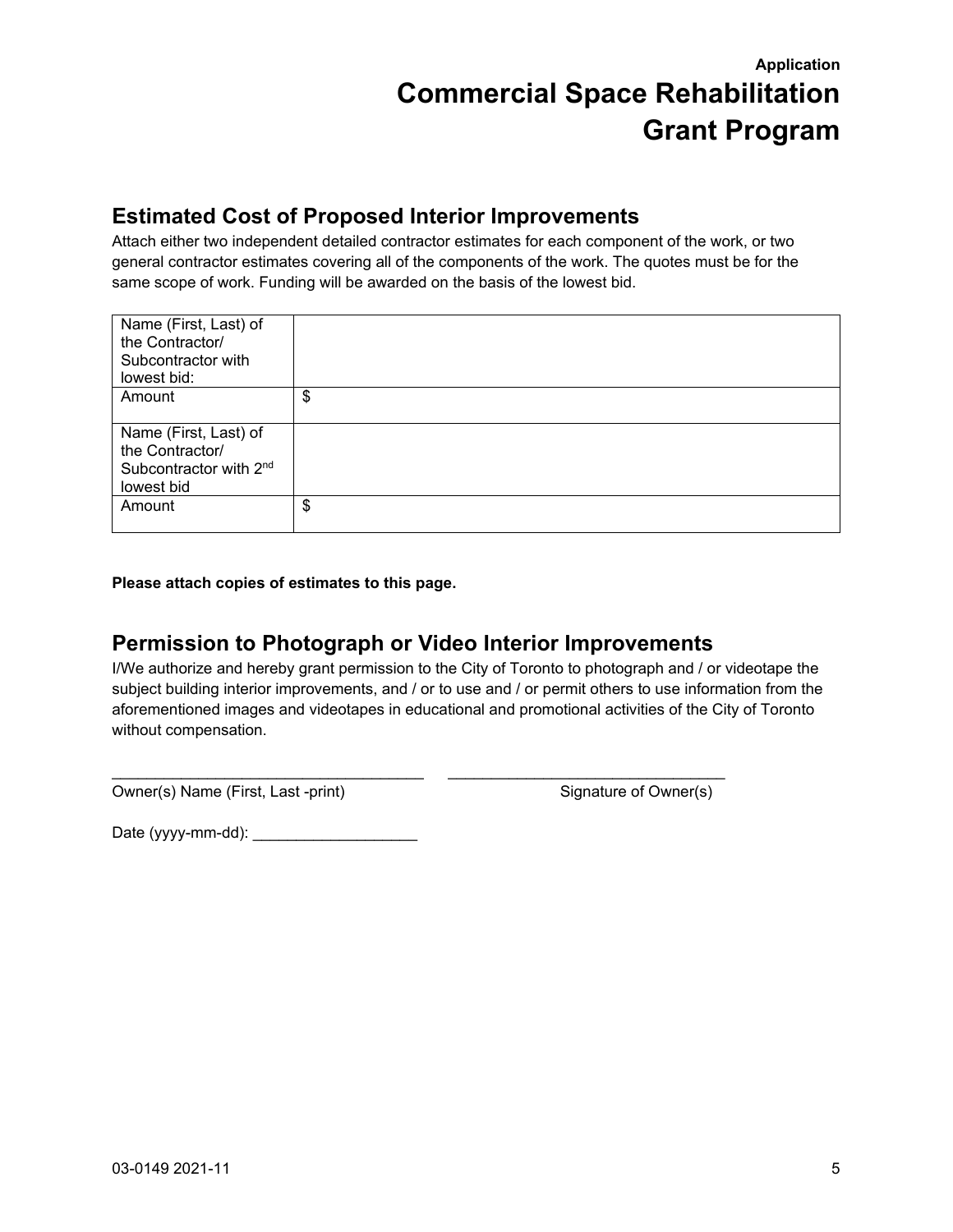**Application**

# Commercial Space Rehabilitation Grant Program

## Estimated Cost of Proposed Interior Improvements

Attach either two independent detailed contractor estimates for each component of the work, or two general contractor estimates covering all of the components of the work. The quotes must be for the same scope of work. Funding will be awarded on the basis of the lowest bid.

| | |
|---|---|
| Name (First, Last) of the Contractor/ Subcontractor with lowest bid: | |
| Amount | $ |
| Name (First, Last) of the Contractor/ Subcontractor with 2nd lowest bid | |
| Amount | $ |

**Please attach copies of estimates to this page.**

## Permission to Photograph or Video Interior Improvements

I/We authorize and hereby grant permission to the City of Toronto to photograph and / or videotape the subject building interior improvements, and / or to use and / or permit others to use information from the aforementioned images and videotapes in educational and promotional activities of the City of Toronto without compensation.

___________________________________ ________________________________

Owner(s) Name (First, Last -print) Signature of Owner(s)

Date (yyyy-mm-dd): ___________________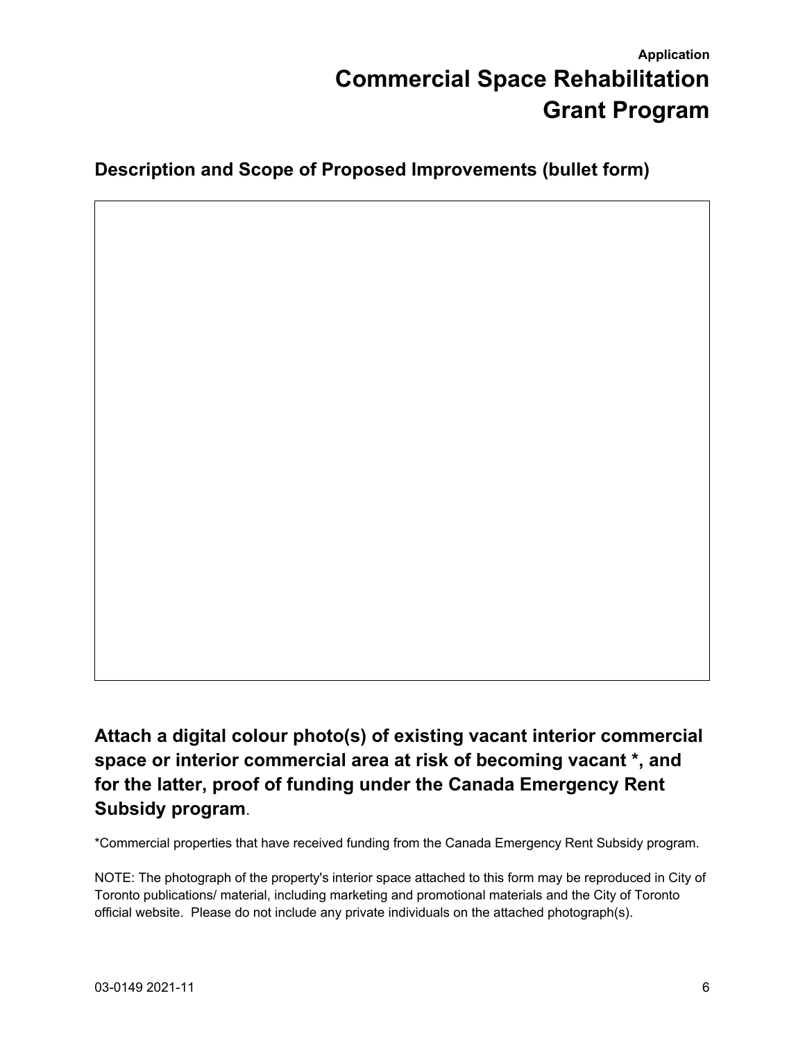**Application**

# Commercial Space Rehabilitation Grant Program

## Description and Scope of Proposed Improvements (bullet form)

## Attach a digital colour photo(s) of existing vacant interior commercial space or interior commercial area at risk of becoming vacant *, and for the latter, proof of funding under the Canada Emergency Rent Subsidy program.

*Commercial properties that have received funding from the Canada Emergency Rent Subsidy program.

NOTE: The photograph of the property's interior space attached to this form may be reproduced in City of Toronto publications/ material, including marketing and promotional materials and the City of Toronto official website. Please do not include any private individuals on the attached photograph(s).

03-0149 2021-11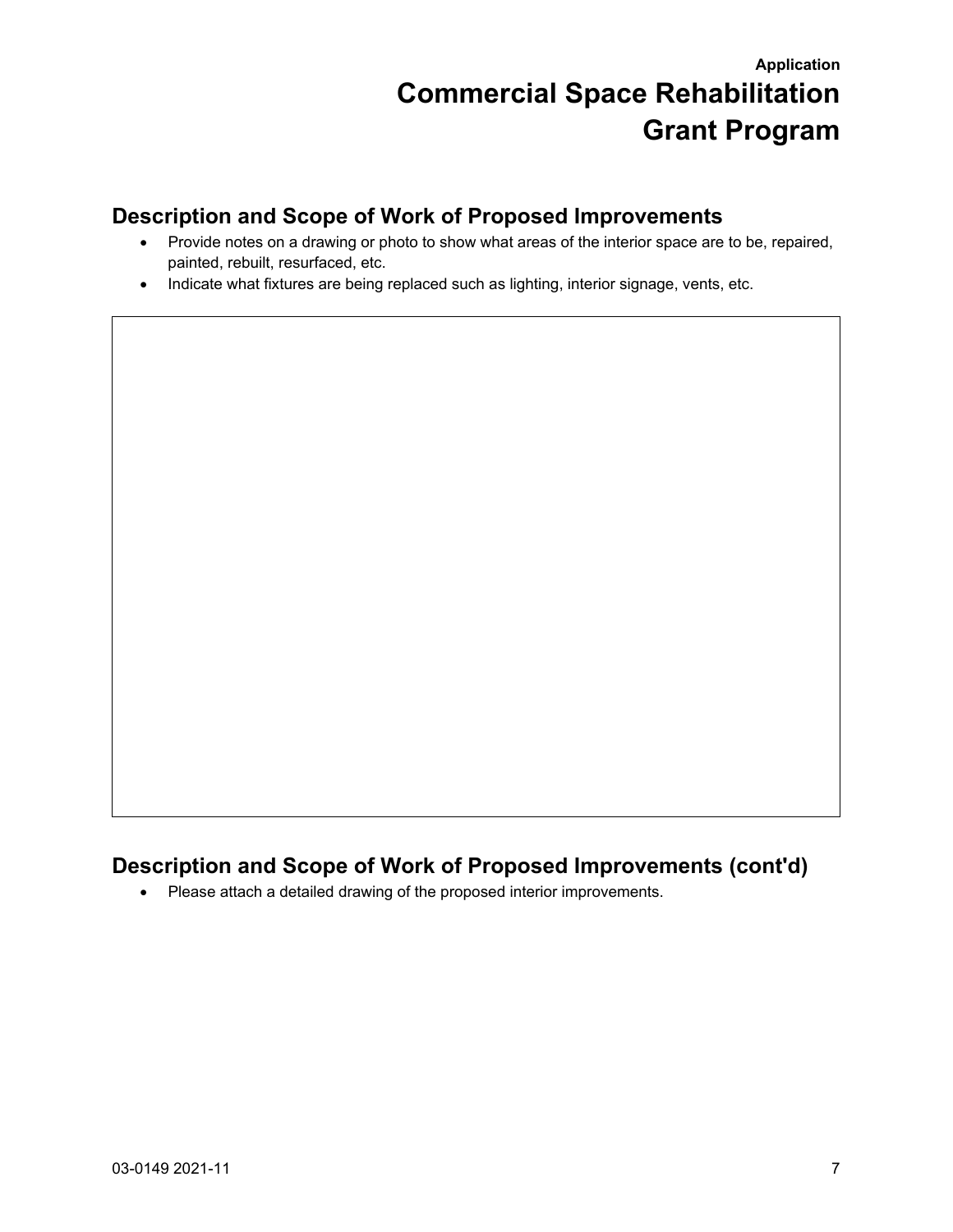**Application**

# Commercial Space Rehabilitation Grant Program

## Description and Scope of Work of Proposed Improvements

- Provide notes on a drawing or photo to show what areas of the interior space are to be, repaired, painted, rebuilt, resurfaced, etc.
- Indicate what fixtures are being replaced such as lighting, interior signage, vents, etc.

## Description and Scope of Work of Proposed Improvements (cont'd)

- Please attach a detailed drawing of the proposed interior improvements.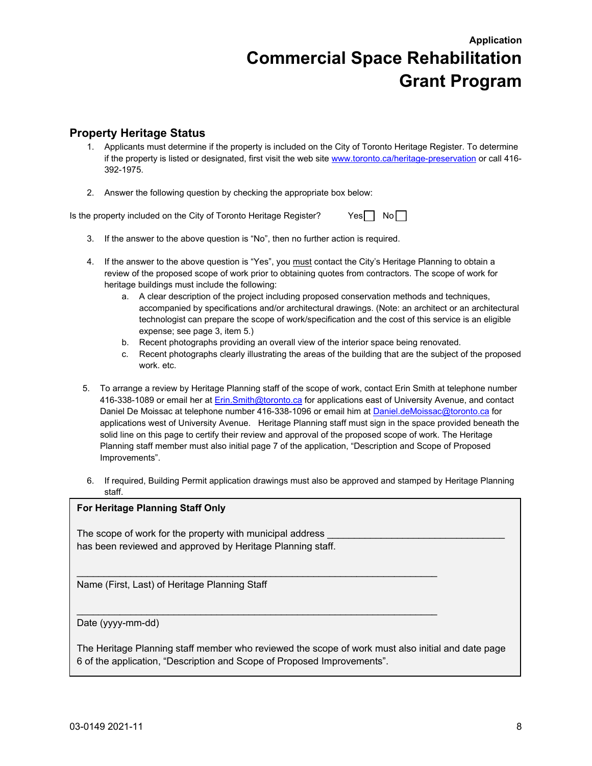**Application**

# Commercial Space Rehabilitation Grant Program

## Property Heritage Status

1. Applicants must determine if the property is included on the City of Toronto Heritage Register. To determine if the property is listed or designated, first visit the web site [www.toronto.ca/heritage-preservation](www.toronto.ca/heritage-preservation) or call 416-392-1975.

2. Answer the following question by checking the appropriate box below:

Is the property included on the City of Toronto Heritage Register? Yes ☐ No ☐

3. If the answer to the above question is "No", then no further action is required.

4. If the answer to the above question is "Yes", you must contact the City's Heritage Planning to obtain a review of the proposed scope of work prior to obtaining quotes from contractors. The scope of work for heritage buildings must include the following:
   a. A clear description of the project including proposed conservation methods and techniques, accompanied by specifications and/or architectural drawings. (Note: an architect or an architectural technologist can prepare the scope of work/specification and the cost of this service is an eligible expense; see page 3, item 5.)
   b. Recent photographs providing an overall view of the interior space being renovated.
   c. Recent photographs clearly illustrating the areas of the building that are the subject of the proposed work. etc.

5. To arrange a review by Heritage Planning staff of the scope of work, contact Erin Smith at telephone number 416-338-1089 or email her at [Erin.Smith@toronto.ca](mailto:Erin.Smith@toronto.ca) for applications east of University Avenue, and contact Daniel De Moissac at telephone number 416-338-1096 or email him at [Daniel.deMoissac@toronto.ca](mailto:Daniel.deMoissac@toronto.ca) for applications west of University Avenue. Heritage Planning staff must sign in the space provided beneath the solid line on this page to certify their review and approval of the proposed scope of work. The Heritage Planning staff member must also initial page 7 of the application, "Description and Scope of Proposed Improvements".

6. If required, Building Permit application drawings must also be approved and stamped by Heritage Planning staff.

---

**For Heritage Planning Staff Only**

The scope of work for the property with municipal address ________________________________ has been reviewed and approved by Heritage Planning staff.

________________________________________________________________

Name (First, Last) of Heritage Planning Staff

________________________________________________________________

Date (yyyy-mm-dd)

The Heritage Planning staff member who reviewed the scope of work must also initial and date page 6 of the application, "Description and Scope of Proposed Improvements".

03-0149 2021-11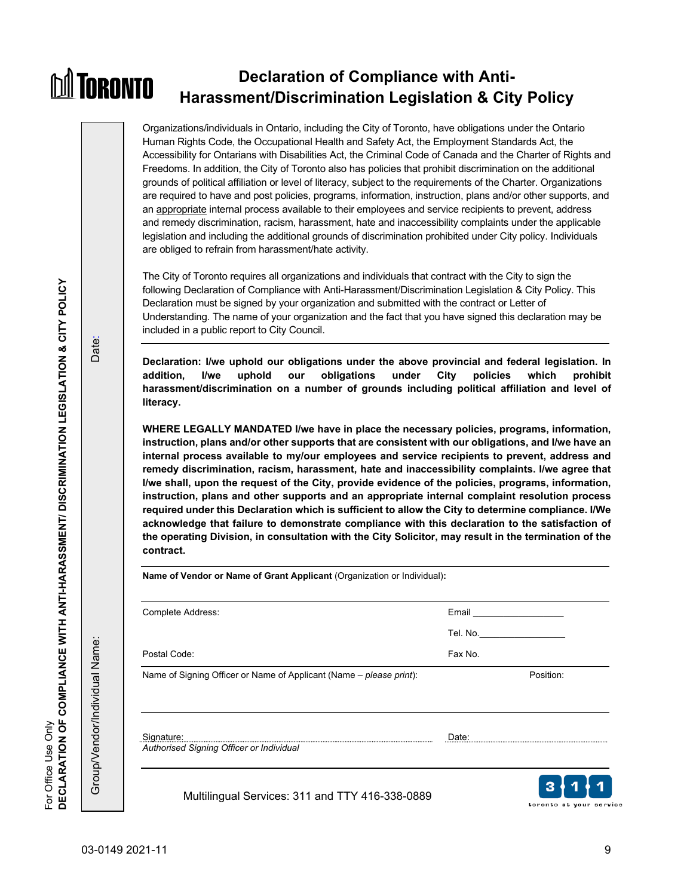# Declaration of Compliance with Anti-Harassment/Discrimination Legislation & City Policy

Organizations/individuals in Ontario, including the City of Toronto, have obligations under the Ontario Human Rights Code, the Occupational Health and Safety Act, the Employment Standards Act, the Accessibility for Ontarians with Disabilities Act, the Criminal Code of Canada and the Charter of Rights and Freedoms. In addition, the City of Toronto also has policies that prohibit discrimination on the additional grounds of political affiliation or level of literacy, subject to the requirements of the Charter. Organizations are required to have and post policies, programs, information, instruction, plans and/or other supports, and an appropriate internal process available to their employees and service recipients to prevent, address and remedy discrimination, racism, harassment, hate and inaccessibility complaints under the applicable legislation and including the additional grounds of discrimination prohibited under City policy. Individuals are obliged to refrain from harassment/hate activity.

The City of Toronto requires all organizations and individuals that contract with the City to sign the following Declaration of Compliance with Anti-Harassment/Discrimination Legislation & City Policy. This Declaration must be signed by your organization and submitted with the contract or Letter of Understanding. The name of your organization and the fact that you have signed this declaration may be included in a public report to City Council.

**Declaration: I/we uphold our obligations under the above provincial and federal legislation. In addition, I/we uphold our obligations under City policies which prohibit harassment/discrimination on a number of grounds including political affiliation and level of literacy.**

**WHERE LEGALLY MANDATED I/we have in place the necessary policies, programs, information, instruction, plans and/or other supports that are consistent with our obligations, and I/we have an internal process available to my/our employees and service recipients to prevent, address and remedy discrimination, racism, harassment, hate and inaccessibility complaints. I/we agree that I/we shall, upon the request of the City, provide evidence of the policies, programs, information, instruction, plans and other supports and an appropriate internal complaint resolution process required under this Declaration which is sufficient to allow the City to determine compliance. I/We acknowledge that failure to demonstrate compliance with this declaration to the satisfaction of the operating Division, in consultation with the City Solicitor, may result in the termination of the contract.**

**Name of Vendor or Name of Grant Applicant** (Organization or Individual)**:**

Complete Address: Email \_\_\_\_\_\_\_\_\_\_\_\_\_\_\_\_\_\_

Tel. No.\_\_\_\_\_\_\_\_\_\_\_\_\_\_\_\_\_

Postal Code: Fax No.

Name of Signing Officer or Name of Applicant (Name – *please print*): Position:

Signature: Date:

*Authorised Signing Officer or Individual*

Multilingual Services: 311 and TTY 416-338-0889

For Office Use Only
**DECLARATION OF COMPLIANCE WITH ANTI-HARASSMENT/ DISCRIMINATION LEGISLATION & CITY POLICY**

Group/Vendor/Individual Name:

Date:

03-0149 2021-11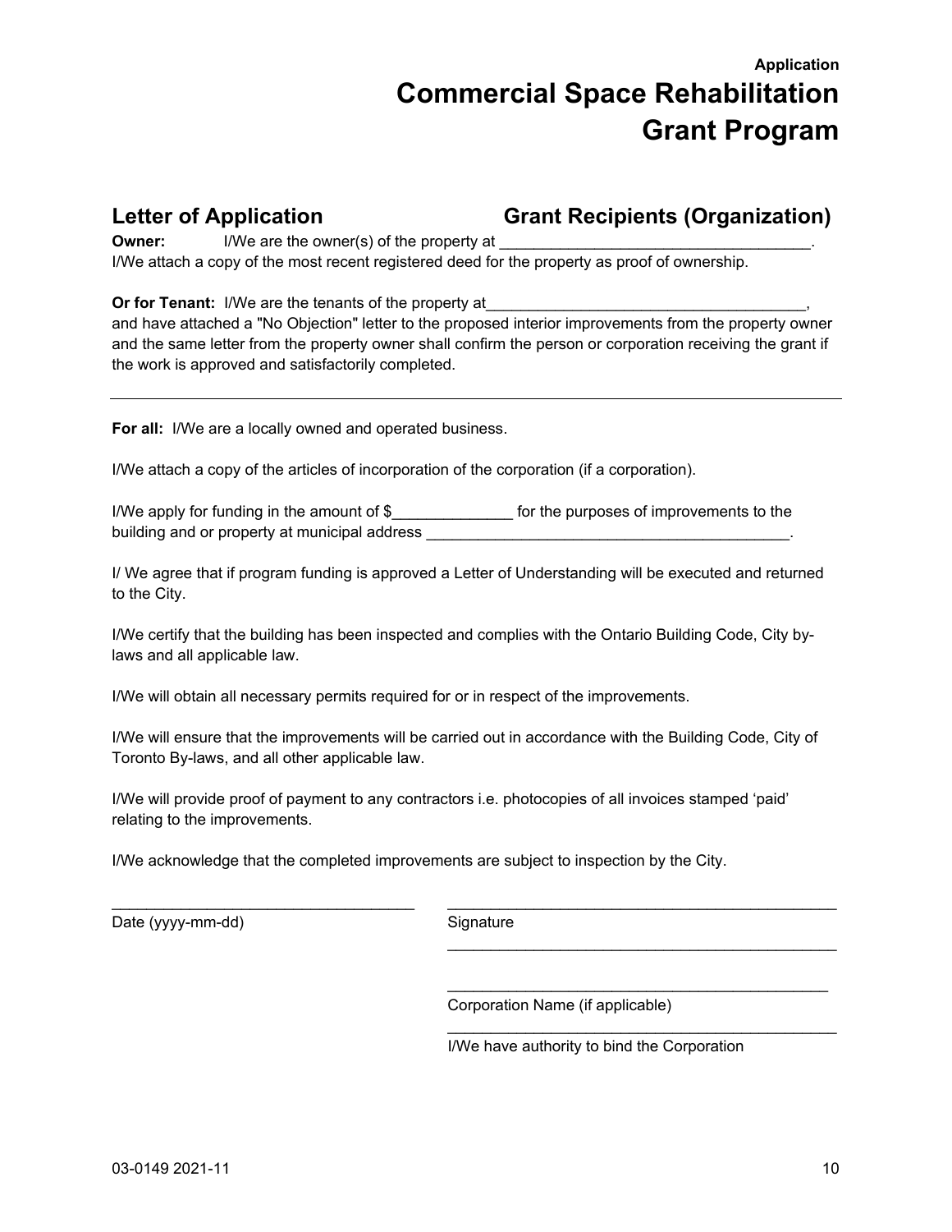Application

# Commercial Space Rehabilitation Grant Program

## Letter of Application — Grant Recipients (Organization)

**Owner:** I/We are the owner(s) of the property at ____________________________________.
I/We attach a copy of the most recent registered deed for the property as proof of ownership.

**Or for Tenant:** I/We are the tenants of the property at____________________________________, and have attached a "No Objection" letter to the proposed interior improvements from the property owner and the same letter from the property owner shall confirm the person or corporation receiving the grant if the work is approved and satisfactorily completed.

---

**For all:** I/We are a locally owned and operated business.

I/We attach a copy of the articles of incorporation of the corporation (if a corporation).

I/We apply for funding in the amount of $______________ for the purposes of improvements to the building and or property at municipal address ____________________________________________.

I/ We agree that if program funding is approved a Letter of Understanding will be executed and returned to the City.

I/We certify that the building has been inspected and complies with the Ontario Building Code, City by-laws and all applicable law.

I/We will obtain all necessary permits required for or in respect of the improvements.

I/We will ensure that the improvements will be carried out in accordance with the Building Code, City of Toronto By-laws, and all other applicable law.

I/We will provide proof of payment to any contractors i.e. photocopies of all invoices stamped 'paid' relating to the improvements.

I/We acknowledge that the completed improvements are subject to inspection by the City.

___________________________________
Date (yyyy-mm-dd)

_______________________________________________
Signature

_______________________________________________

_______________________________________________
Corporation Name (if applicable)

_______________________________________________
I/We have authority to bind the Corporation

03-0149 2021-11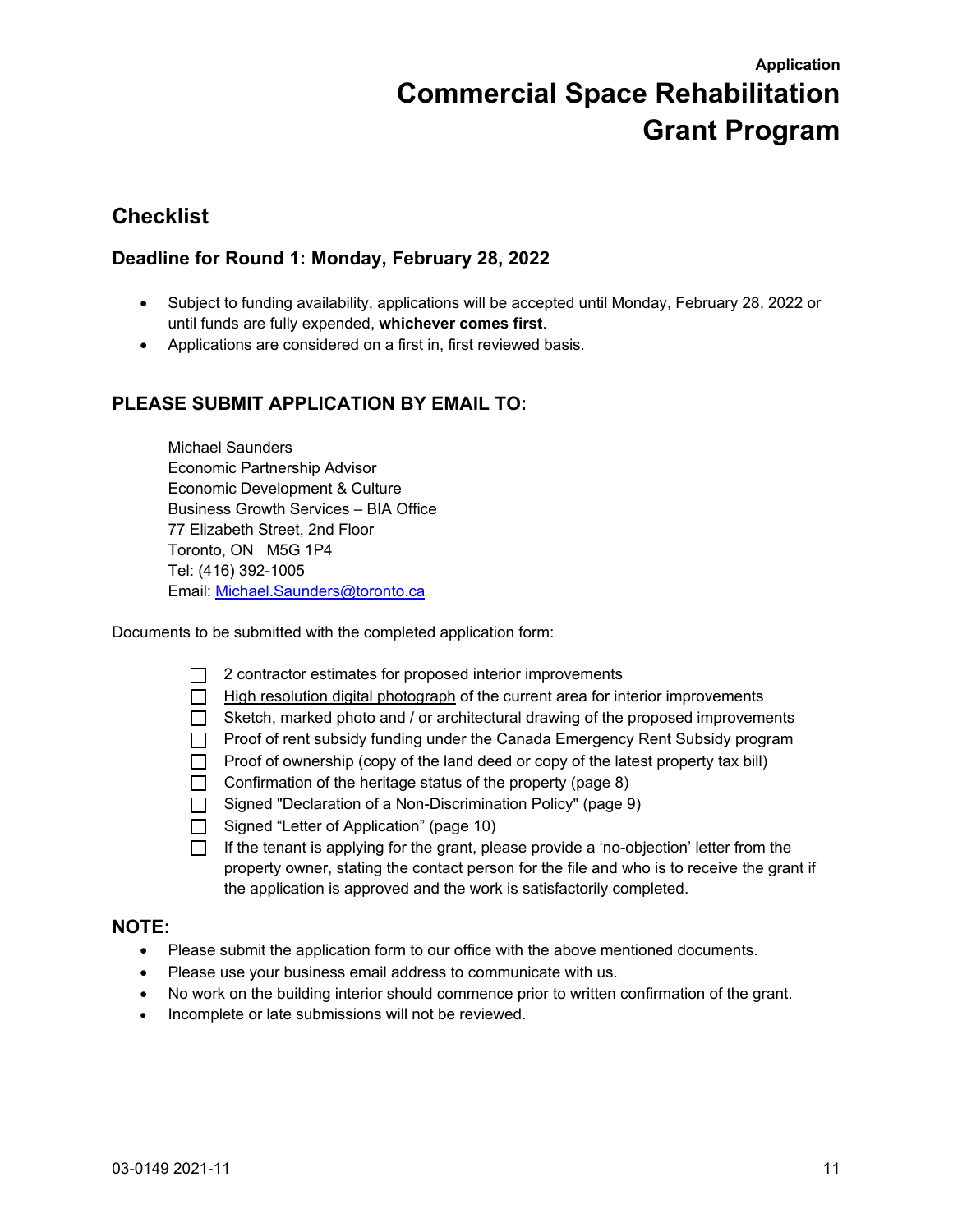**Application**

# Commercial Space Rehabilitation Grant Program

## Checklist

### Deadline for Round 1: Monday, February 28, 2022

- Subject to funding availability, applications will be accepted until Monday, February 28, 2022 or until funds are fully expended, **whichever comes first**.
- Applications are considered on a first in, first reviewed basis.

### PLEASE SUBMIT APPLICATION BY EMAIL TO:

Michael Saunders
Economic Partnership Advisor
Economic Development & Culture
Business Growth Services – BIA Office
77 Elizabeth Street, 2nd Floor
Toronto, ON M5G 1P4
Tel: (416) 392-1005
Email: Michael.Saunders@toronto.ca

Documents to be submitted with the completed application form:

- ☐ 2 contractor estimates for proposed interior improvements
- ☐ High resolution digital photograph of the current area for interior improvements
- ☐ Sketch, marked photo and / or architectural drawing of the proposed improvements
- ☐ Proof of rent subsidy funding under the Canada Emergency Rent Subsidy program
- ☐ Proof of ownership (copy of the land deed or copy of the latest property tax bill)
- ☐ Confirmation of the heritage status of the property (page 8)
- ☐ Signed "Declaration of a Non-Discrimination Policy" (page 9)
- ☐ Signed "Letter of Application" (page 10)
- ☐ If the tenant is applying for the grant, please provide a 'no-objection' letter from the property owner, stating the contact person for the file and who is to receive the grant if the application is approved and the work is satisfactorily completed.

### NOTE:

- Please submit the application form to our office with the above mentioned documents.
- Please use your business email address to communicate with us.
- No work on the building interior should commence prior to written confirmation of the grant.
- Incomplete or late submissions will not be reviewed.

03-0149 2021-11